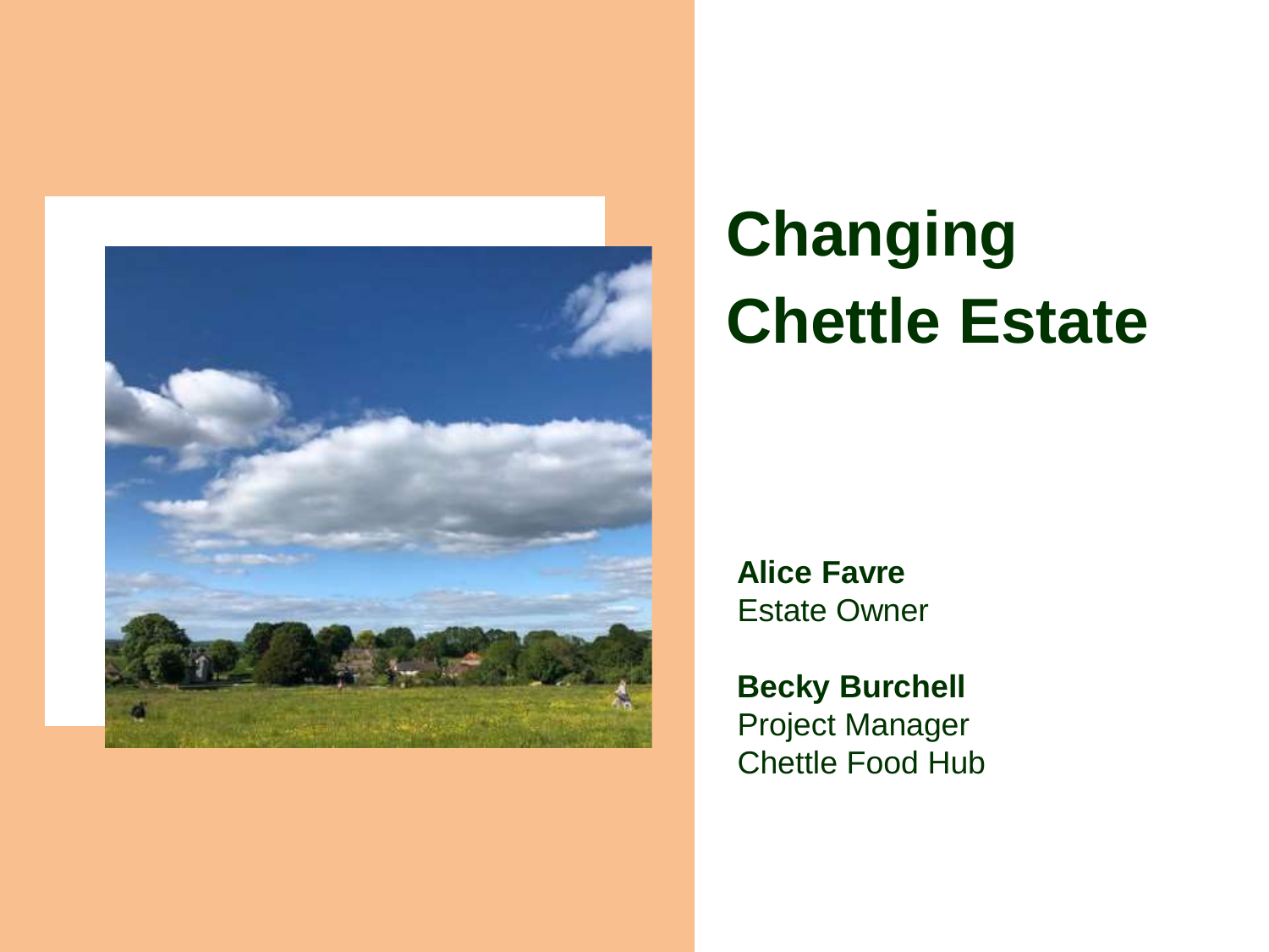# Changing Chettle Estate

**Alice Favre**
Estate Owner

**Becky Burchell**
Project Manager
Chettle Food Hub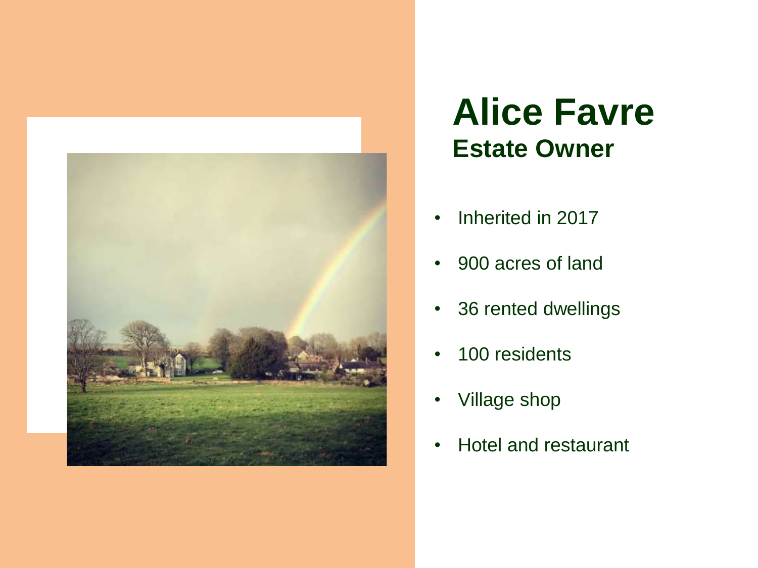# Alice Favre

## Estate Owner

- Inherited in 2017
- 900 acres of land
- 36 rented dwellings
- 100 residents
- Village shop
- Hotel and restaurant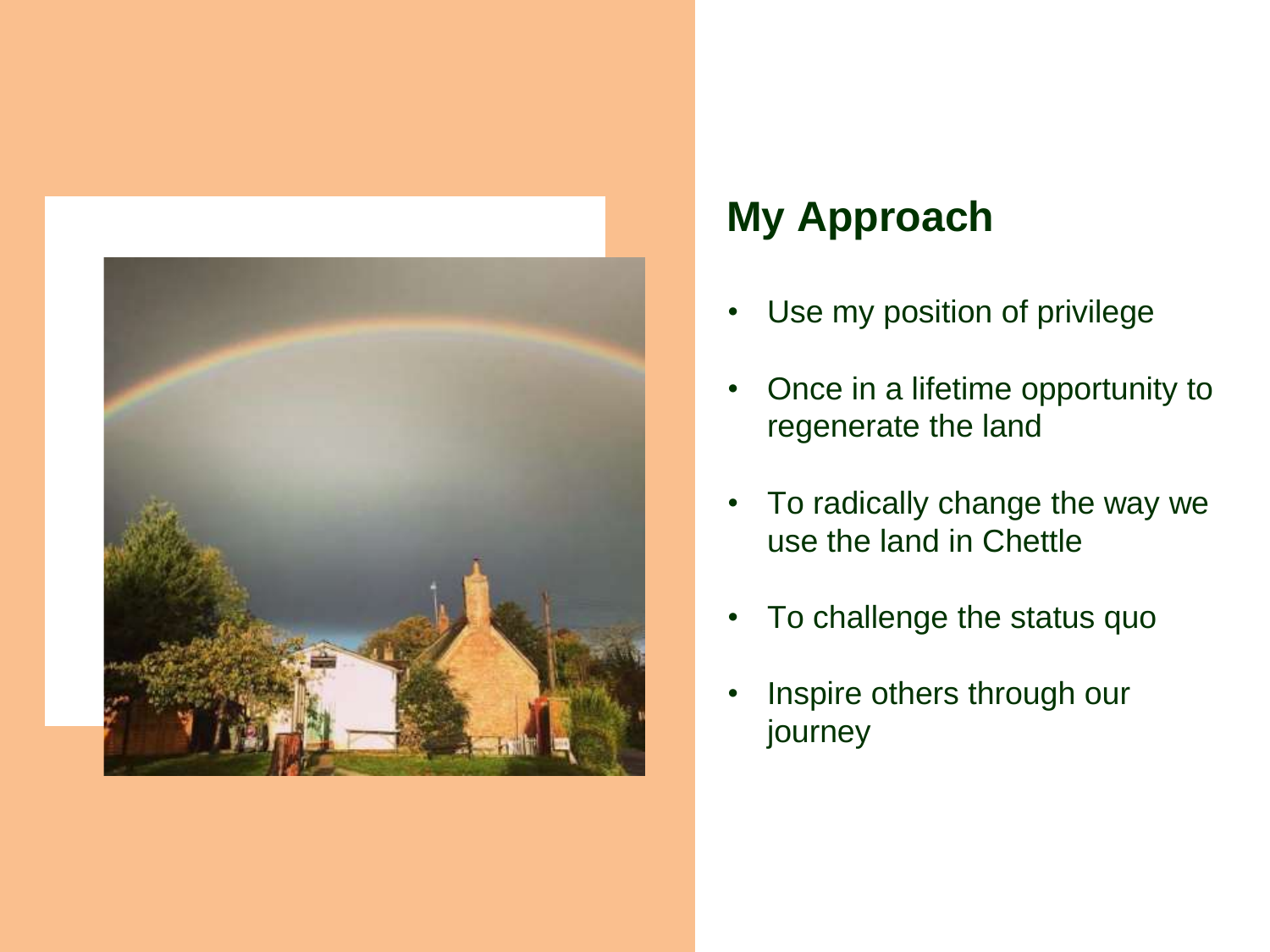## My Approach

- Use my position of privilege
- Once in a lifetime opportunity to regenerate the land
- To radically change the way we use the land in Chettle
- To challenge the status quo
- Inspire others through our journey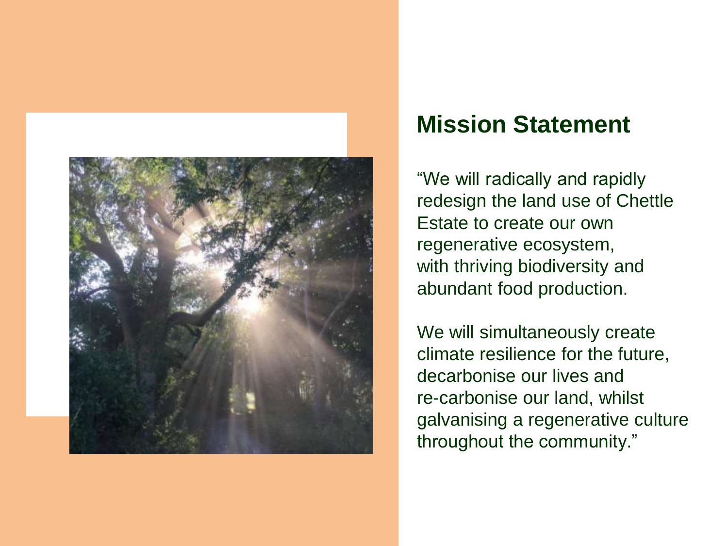## Mission Statement

“We will radically and rapidly redesign the land use of Chettle Estate to create our own regenerative ecosystem, with thriving biodiversity and abundant food production.

We will simultaneously create climate resilience for the future, decarbonise our lives and re-carbonise our land, whilst galvanising a regenerative culture throughout the community.”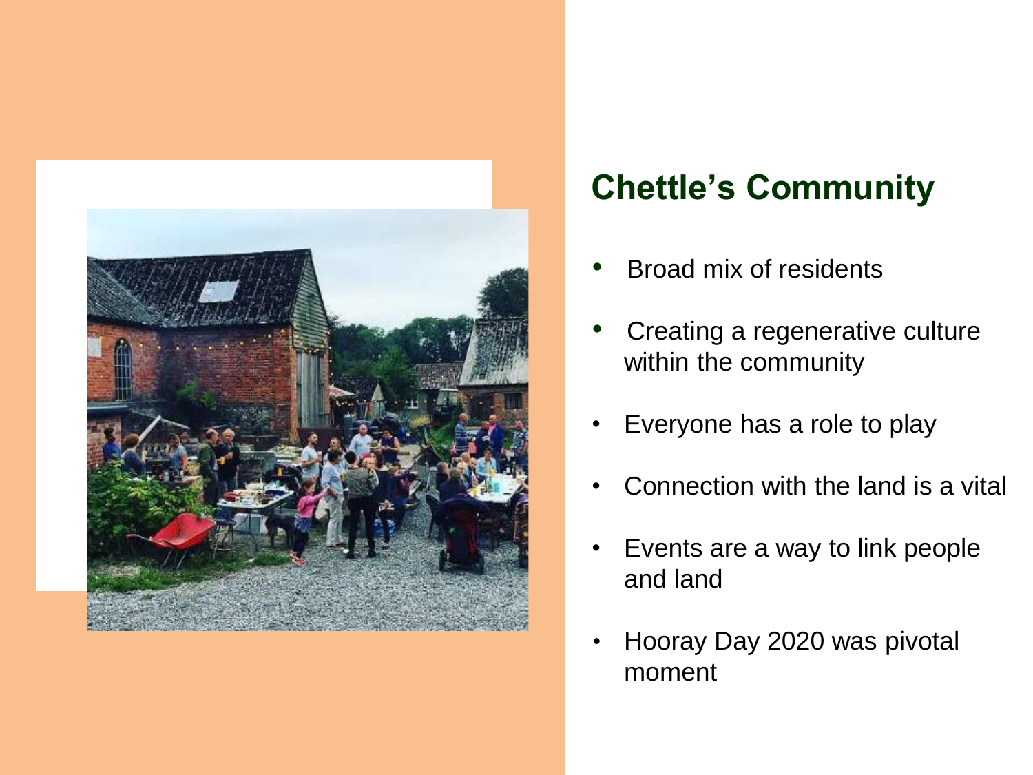## Chettle's Community

- Broad mix of residents
- Creating a regenerative culture within the community
- Everyone has a role to play
- Connection with the land is a vital
- Events are a way to link people and land
- Hooray Day 2020 was pivotal moment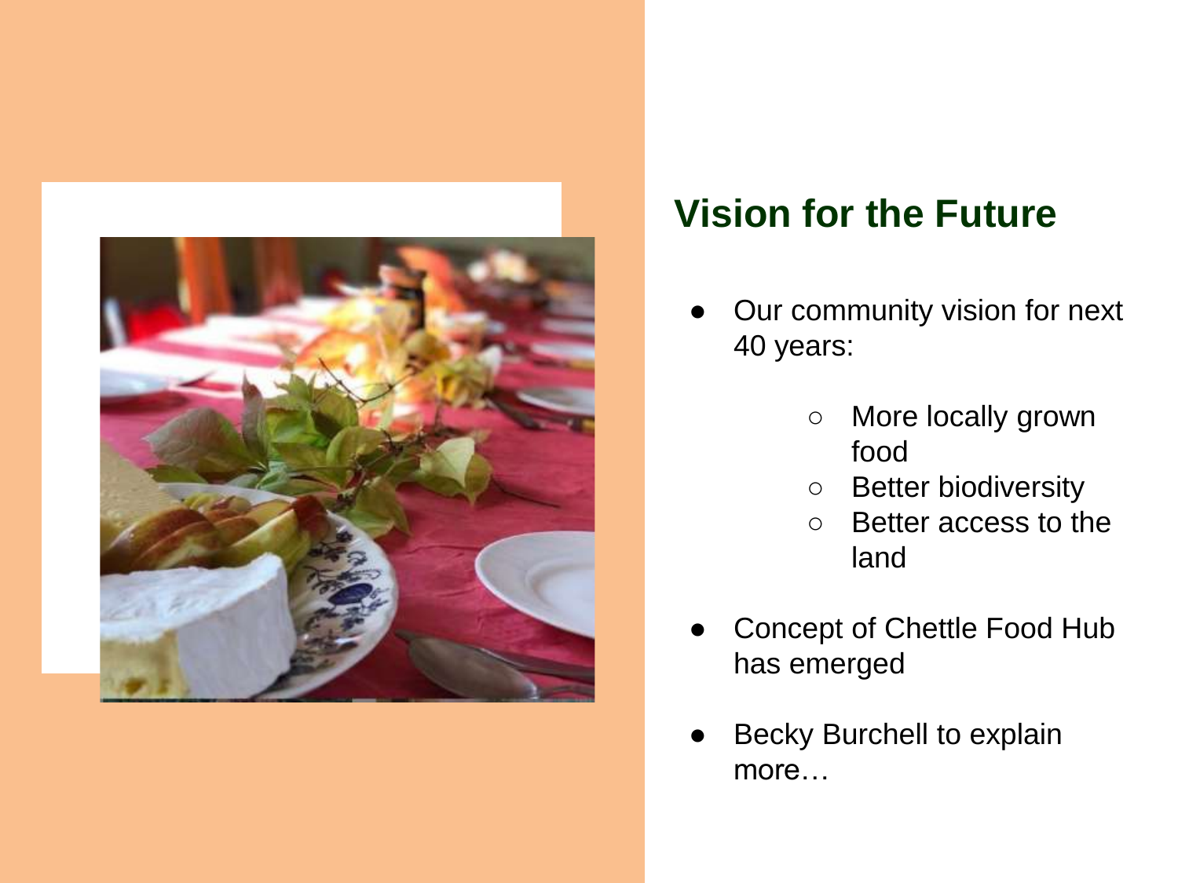## Vision for the Future

- Our community vision for next 40 years:
    - More locally grown food
    - Better biodiversity
    - Better access to the land
- Concept of Chettle Food Hub has emerged
- Becky Burchell to explain more…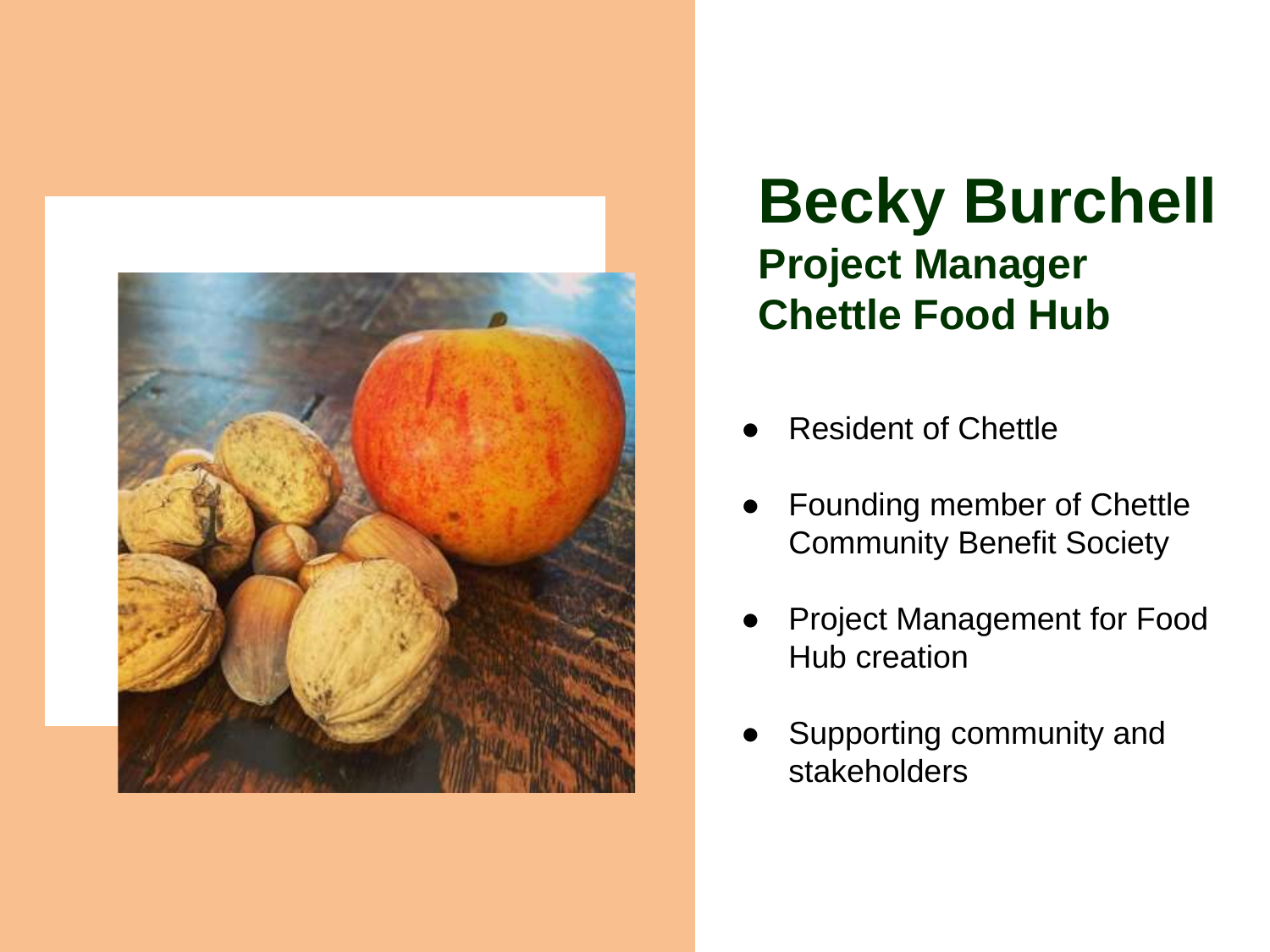# Becky Burchell

## Project Manager
## Chettle Food Hub

- Resident of Chettle
- Founding member of Chettle Community Benefit Society
- Project Management for Food Hub creation
- Supporting community and stakeholders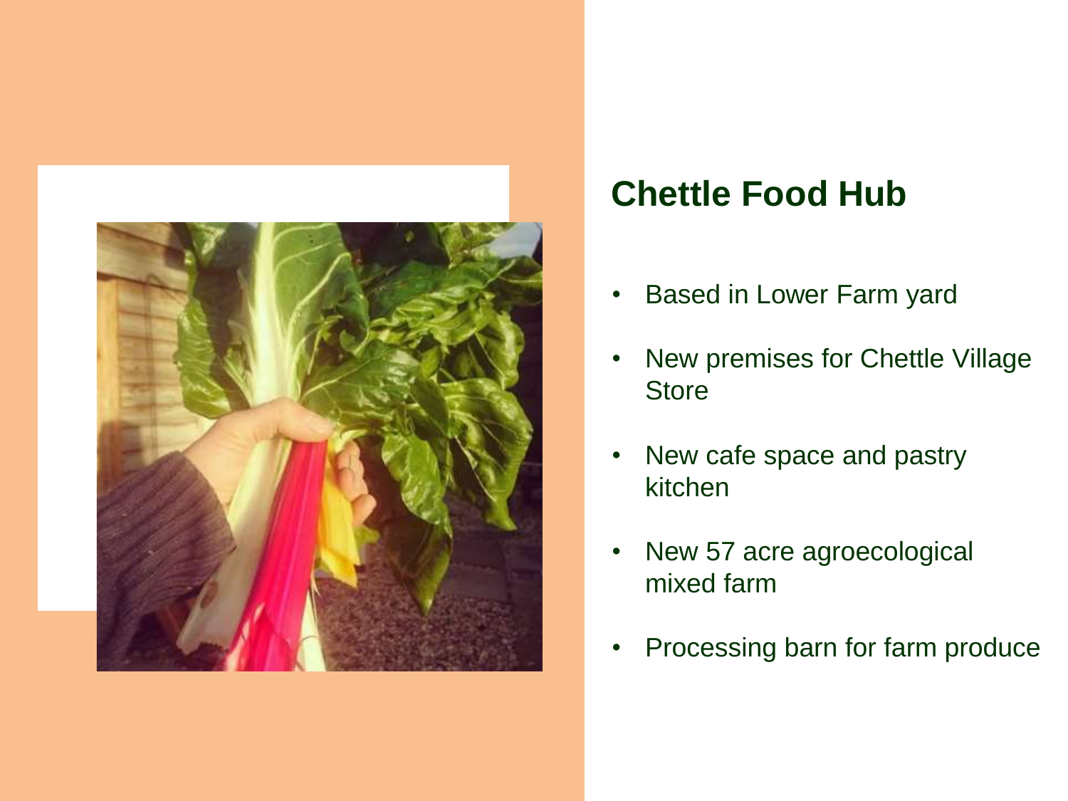## Chettle Food Hub

- Based in Lower Farm yard
- New premises for Chettle Village Store
- New cafe space and pastry kitchen
- New 57 acre agroecological mixed farm
- Processing barn for farm produce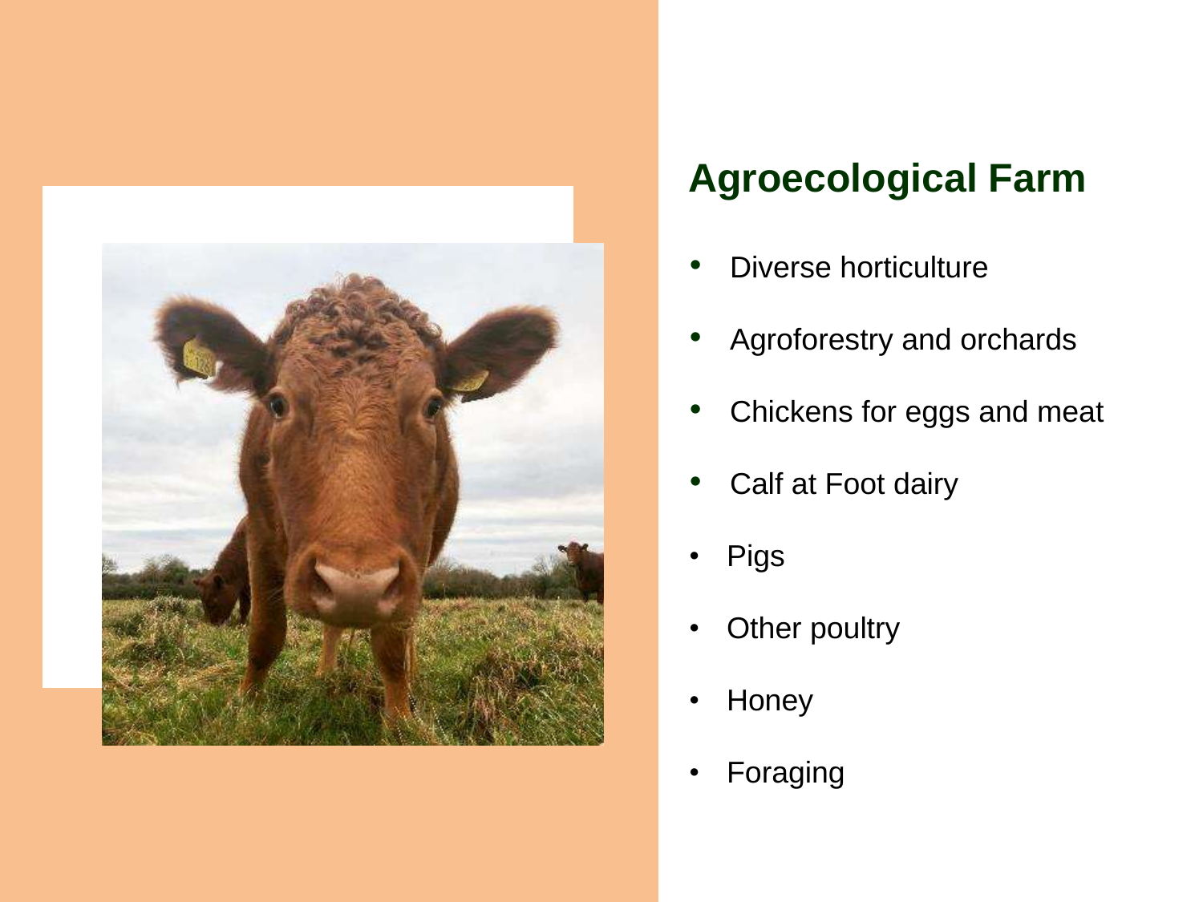## Agroecological Farm

- Diverse horticulture
- Agroforestry and orchards
- Chickens for eggs and meat
- Calf at Foot dairy
- Pigs
- Other poultry
- Honey
- Foraging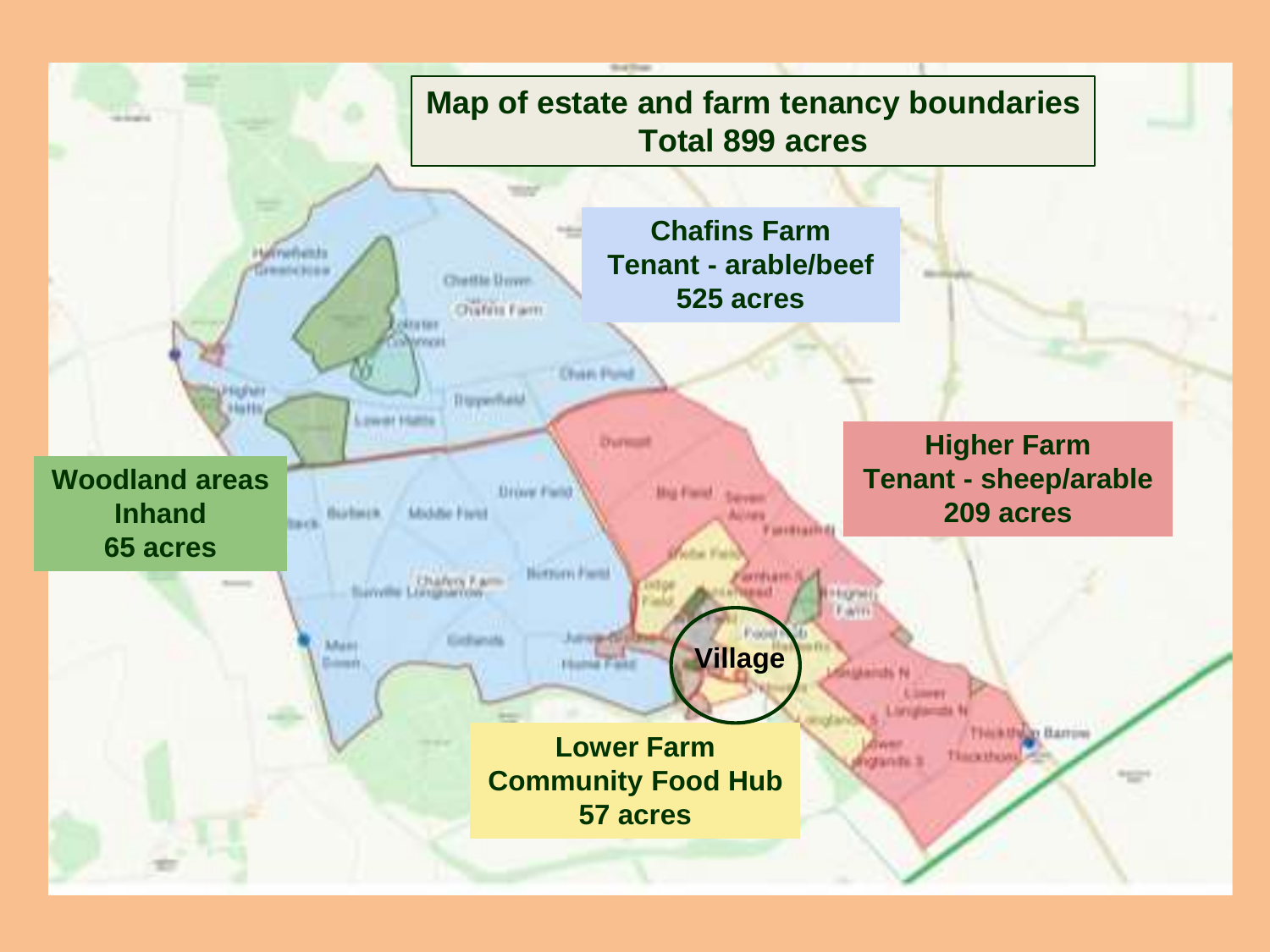## Map of estate and farm tenancy boundaries
## Total 899 acres

**Chafins Farm**
**Tenant - arable/beef**
**525 acres**

**Higher Farm**
**Tenant - sheep/arable**
**209 acres**

**Woodland areas**
**Inhand**
**65 acres**

**Lower Farm**
**Community Food Hub**
**57 acres**

**Village**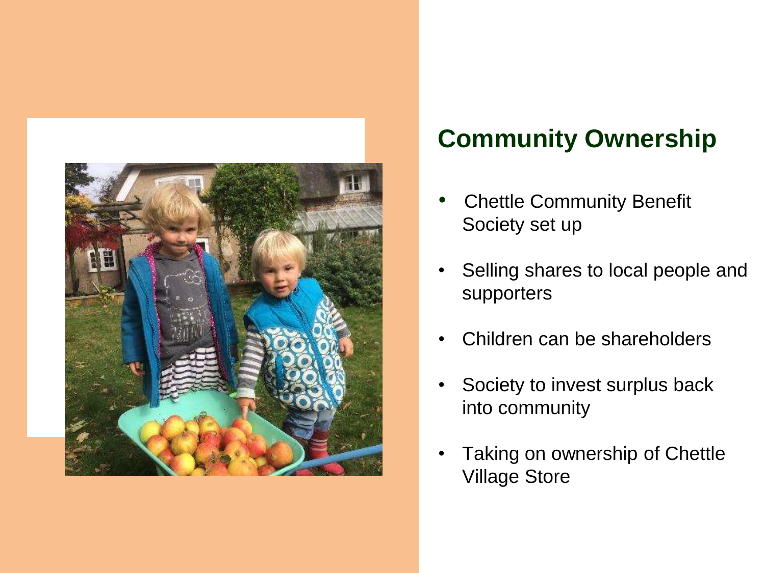## Community Ownership

- Chettle Community Benefit Society set up
- Selling shares to local people and supporters
- Children can be shareholders
- Society to invest surplus back into community
- Taking on ownership of Chettle Village Store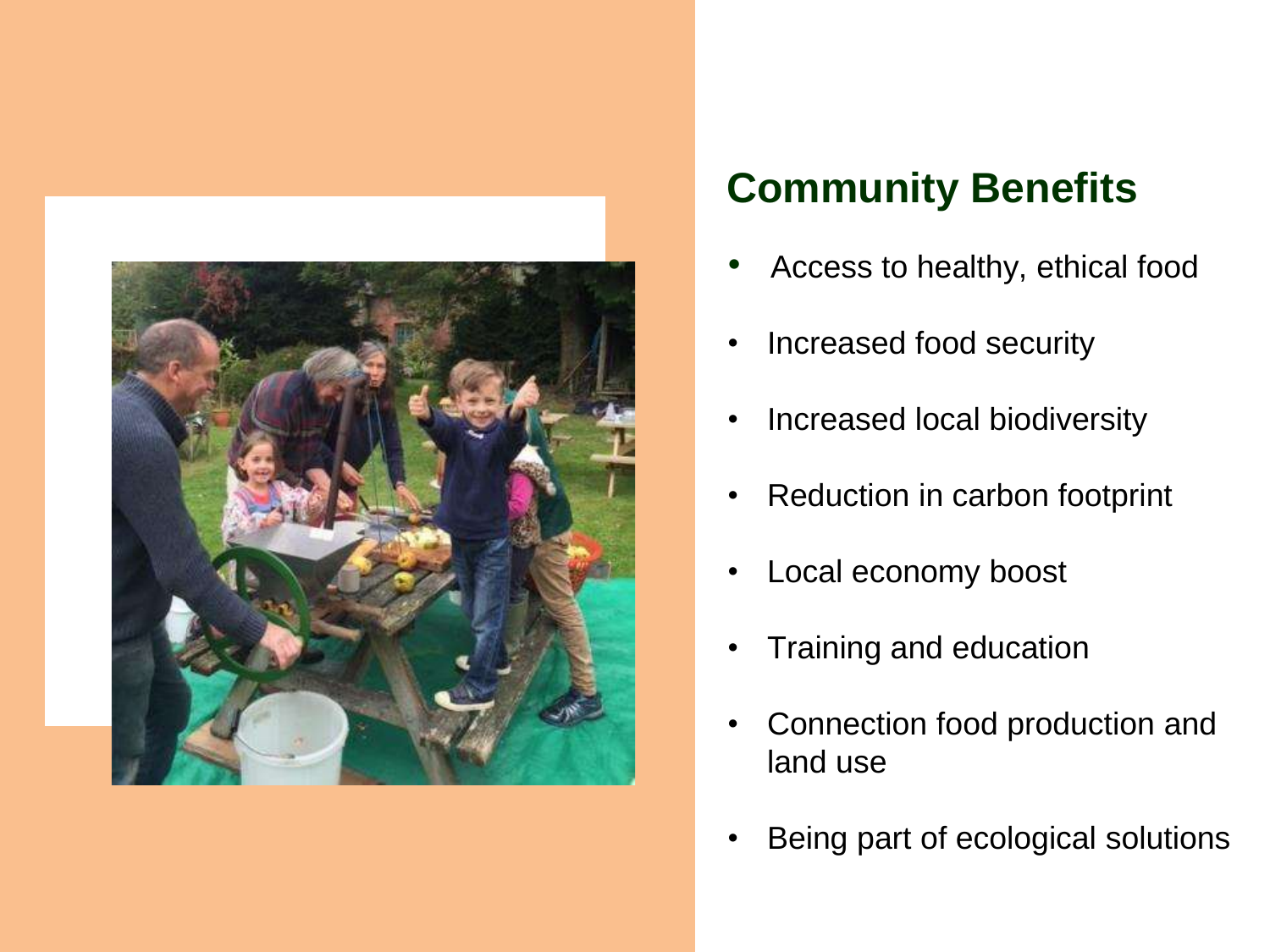## Community Benefits

- Access to healthy, ethical food
- Increased food security
- Increased local biodiversity
- Reduction in carbon footprint
- Local economy boost
- Training and education
- Connection food production and land use
- Being part of ecological solutions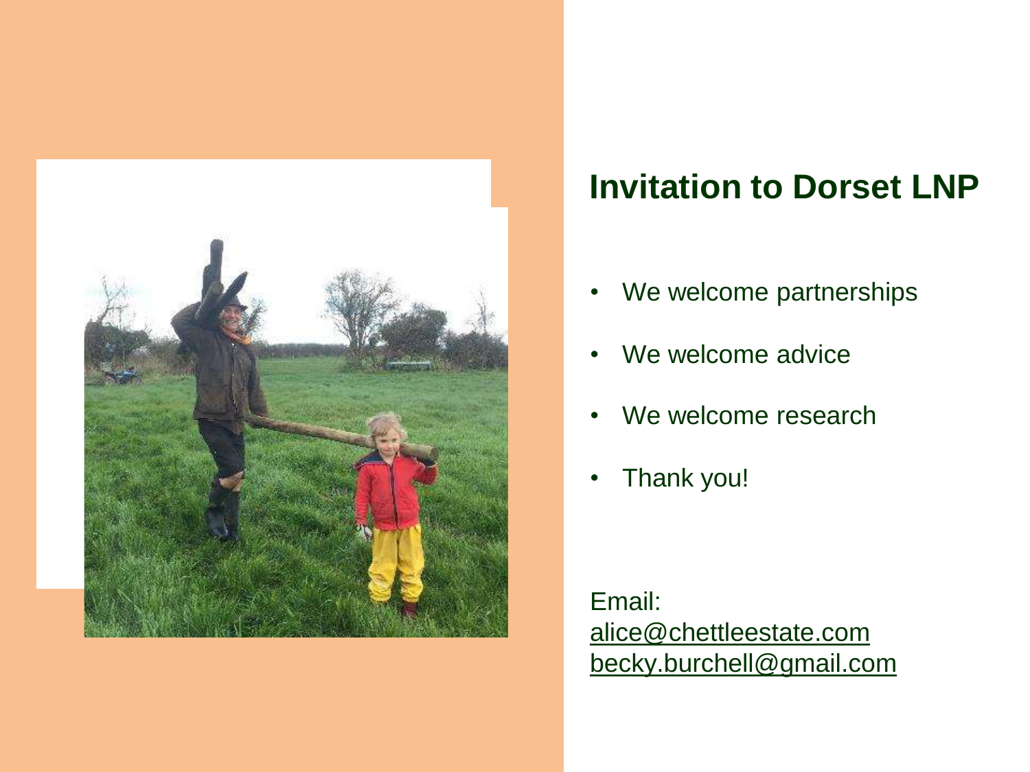# Invitation to Dorset LNP

- We welcome partnerships
- We welcome advice
- We welcome research
- Thank you!

Email:
alice@chettleestate.com
becky.burchell@gmail.com